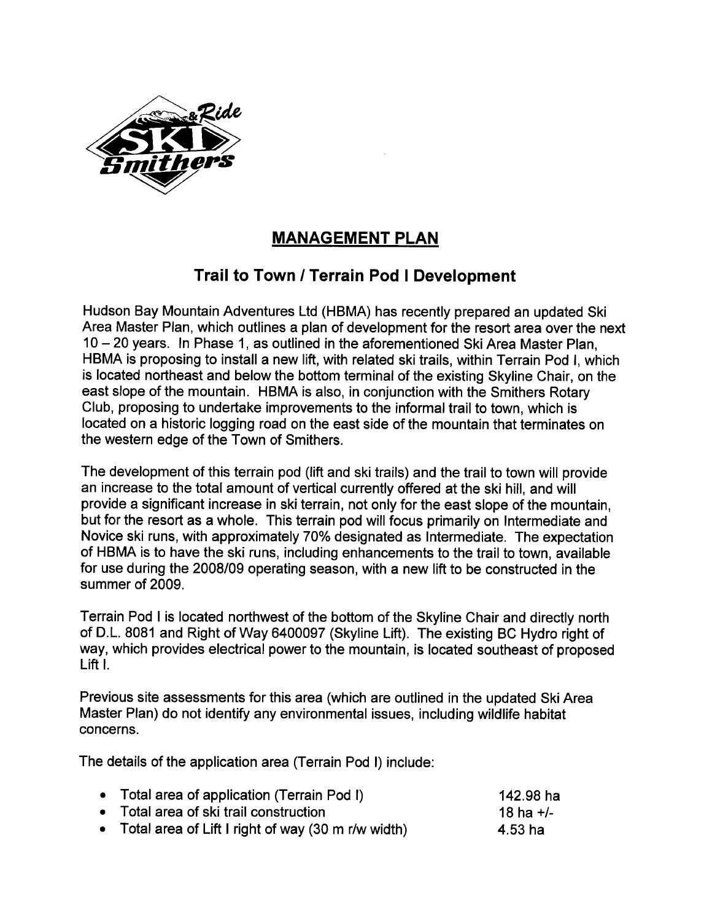## MANAGEMENT PLAN

### Trail to Town / Terrain Pod I Development

Hudson Bay Mountain Adventures Ltd (HBMA) has recently prepared an updated Ski Area Master Plan, which outlines a plan of development for the resort area over the next 10 – 20 years. In Phase 1, as outlined in the aforementioned Ski Area Master Plan, HBMA is proposing to install a new lift, with related ski trails, within Terrain Pod I, which is located northeast and below the bottom terminal of the existing Skyline Chair, on the east slope of the mountain. HBMA is also, in conjunction with the Smithers Rotary Club, proposing to undertake improvements to the informal trail to town, which is located on a historic logging road on the east side of the mountain that terminates on the western edge of the Town of Smithers.

The development of this terrain pod (lift and ski trails) and the trail to town will provide an increase to the total amount of vertical currently offered at the ski hill, and will provide a significant increase in ski terrain, not only for the east slope of the mountain, but for the resort as a whole. This terrain pod will focus primarily on Intermediate and Novice ski runs, with approximately 70% designated as Intermediate. The expectation of HBMA is to have the ski runs, including enhancements to the trail to town, available for use during the 2008/09 operating season, with a new lift to be constructed in the summer of 2009.

Terrain Pod I is located northwest of the bottom of the Skyline Chair and directly north of D.L. 8081 and Right of Way 6400097 (Skyline Lift). The existing BC Hydro right of way, which provides electrical power to the mountain, is located southeast of proposed Lift I.

Previous site assessments for this area (which are outlined in the updated Ski Area Master Plan) do not identify any environmental issues, including wildlife habitat concerns.

The details of the application area (Terrain Pod I) include:

- Total area of application (Terrain Pod I) — 142.98 ha
- Total area of ski trail construction — 18 ha +/-
- Total area of Lift I right of way (30 m r/w width) — 4.53 ha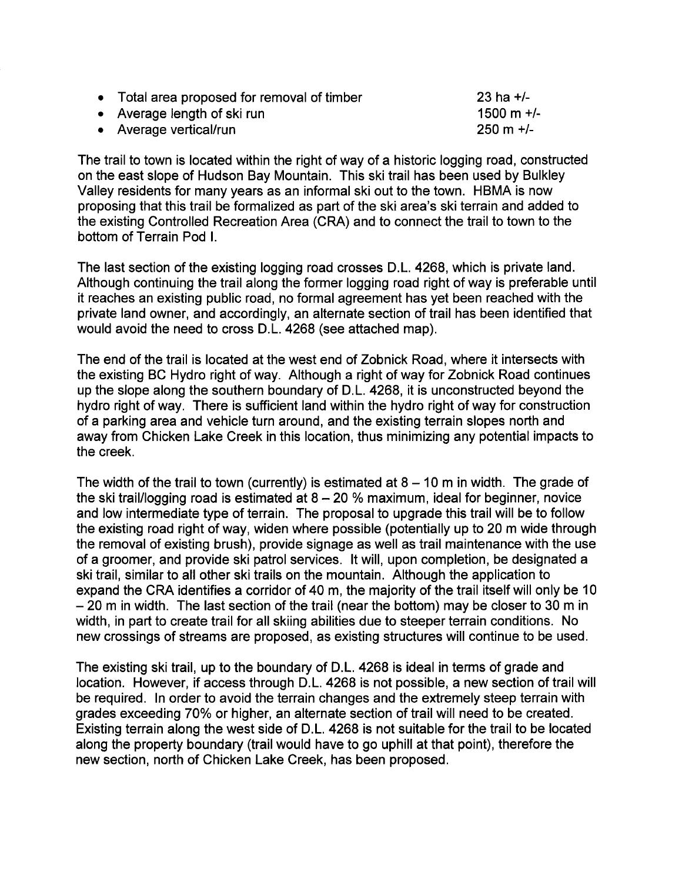- Total area proposed for removal of timber 23 ha +/-
- Average length of ski run 1500 m +/-
- Average vertical/run 250 m +/-

The trail to town is located within the right of way of a historic logging road, constructed on the east slope of Hudson Bay Mountain. This ski trail has been used by Bulkley Valley residents for many years as an informal ski out to the town. HBMA is now proposing that this trail be formalized as part of the ski area's ski terrain and added to the existing Controlled Recreation Area (CRA) and to connect the trail to town to the bottom of Terrain Pod I.

The last section of the existing logging road crosses D.L. 4268, which is private land. Although continuing the trail along the former logging road right of way is preferable until it reaches an existing public road, no formal agreement has yet been reached with the private land owner, and accordingly, an alternate section of trail has been identified that would avoid the need to cross D.L. 4268 (see attached map).

The end of the trail is located at the west end of Zobnick Road, where it intersects with the existing BC Hydro right of way. Although a right of way for Zobnick Road continues up the slope along the southern boundary of D.L. 4268, it is unconstructed beyond the hydro right of way. There is sufficient land within the hydro right of way for construction of a parking area and vehicle turn around, and the existing terrain slopes north and away from Chicken Lake Creek in this location, thus minimizing any potential impacts to the creek.

The width of the trail to town (currently) is estimated at 8 – 10 m in width. The grade of the ski trail/logging road is estimated at 8 – 20 % maximum, ideal for beginner, novice and low intermediate type of terrain. The proposal to upgrade this trail will be to follow the existing road right of way, widen where possible (potentially up to 20 m wide through the removal of existing brush), provide signage as well as trail maintenance with the use of a groomer, and provide ski patrol services. It will, upon completion, be designated a ski trail, similar to all other ski trails on the mountain. Although the application to expand the CRA identifies a corridor of 40 m, the majority of the trail itself will only be 10 – 20 m in width. The last section of the trail (near the bottom) may be closer to 30 m in width, in part to create trail for all skiing abilities due to steeper terrain conditions. No new crossings of streams are proposed, as existing structures will continue to be used.

The existing ski trail, up to the boundary of D.L. 4268 is ideal in terms of grade and location. However, if access through D.L. 4268 is not possible, a new section of trail will be required. In order to avoid the terrain changes and the extremely steep terrain with grades exceeding 70% or higher, an alternate section of trail will need to be created. Existing terrain along the west side of D.L. 4268 is not suitable for the trail to be located along the property boundary (trail would have to go uphill at that point), therefore the new section, north of Chicken Lake Creek, has been proposed.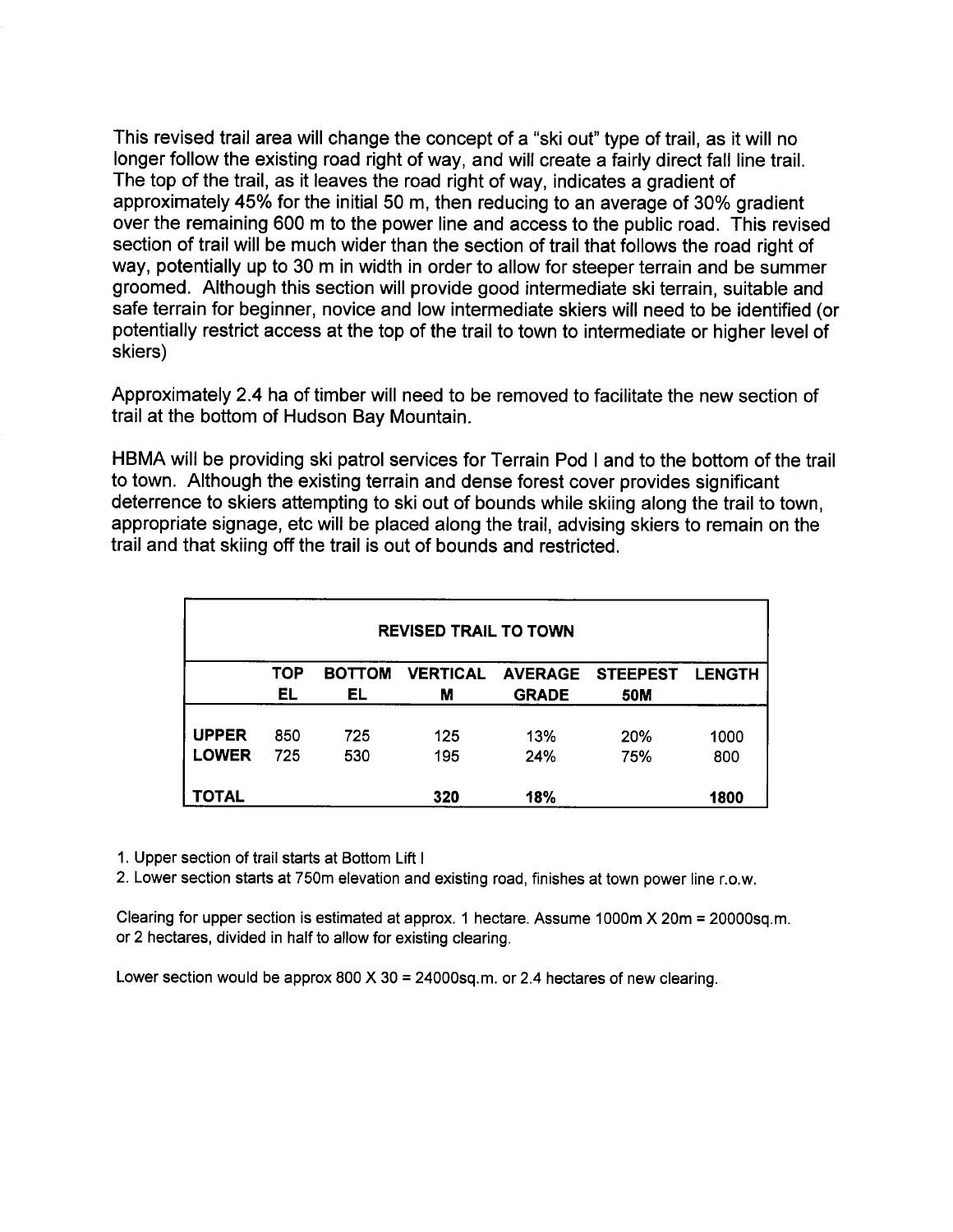This revised trail area will change the concept of a "ski out" type of trail, as it will no longer follow the existing road right of way, and will create a fairly direct fall line trail. The top of the trail, as it leaves the road right of way, indicates a gradient of approximately 45% for the initial 50 m, then reducing to an average of 30% gradient over the remaining 600 m to the power line and access to the public road. This revised section of trail will be much wider than the section of trail that follows the road right of way, potentially up to 30 m in width in order to allow for steeper terrain and be summer groomed. Although this section will provide good intermediate ski terrain, suitable and safe terrain for beginner, novice and low intermediate skiers will need to be identified (or potentially restrict access at the top of the trail to town to intermediate or higher level of skiers)

Approximately 2.4 ha of timber will need to be removed to facilitate the new section of trail at the bottom of Hudson Bay Mountain.

HBMA will be providing ski patrol services for Terrain Pod I and to the bottom of the trail to town. Although the existing terrain and dense forest cover provides significant deterrence to skiers attempting to ski out of bounds while skiing along the trail to town, appropriate signage, etc will be placed along the trail, advising skiers to remain on the trail and that skiing off the trail is out of bounds and restricted.

| REVISED TRAIL TO TOWN | | | | | | |
|---|---|---|---|---|---|---|
| | **TOP EL** | **BOTTOM EL** | **VERTICAL M** | **AVERAGE GRADE** | **STEEPEST 50M** | **LENGTH** |
| **UPPER** | 850 | 725 | 125 | 13% | 20% | 1000 |
| **LOWER** | 725 | 530 | 195 | 24% | 75% | 800 |
| **TOTAL** | | | **320** | **18%** | | **1800** |

1. Upper section of trail starts at Bottom Lift I
2. Lower section starts at 750m elevation and existing road, finishes at town power line r.o.w.

Clearing for upper section is estimated at approx. 1 hectare. Assume 1000m X 20m = 20000sq.m. or 2 hectares, divided in half to allow for existing clearing.

Lower section would be approx 800 X 30 = 24000sq.m. or 2.4 hectares of new clearing.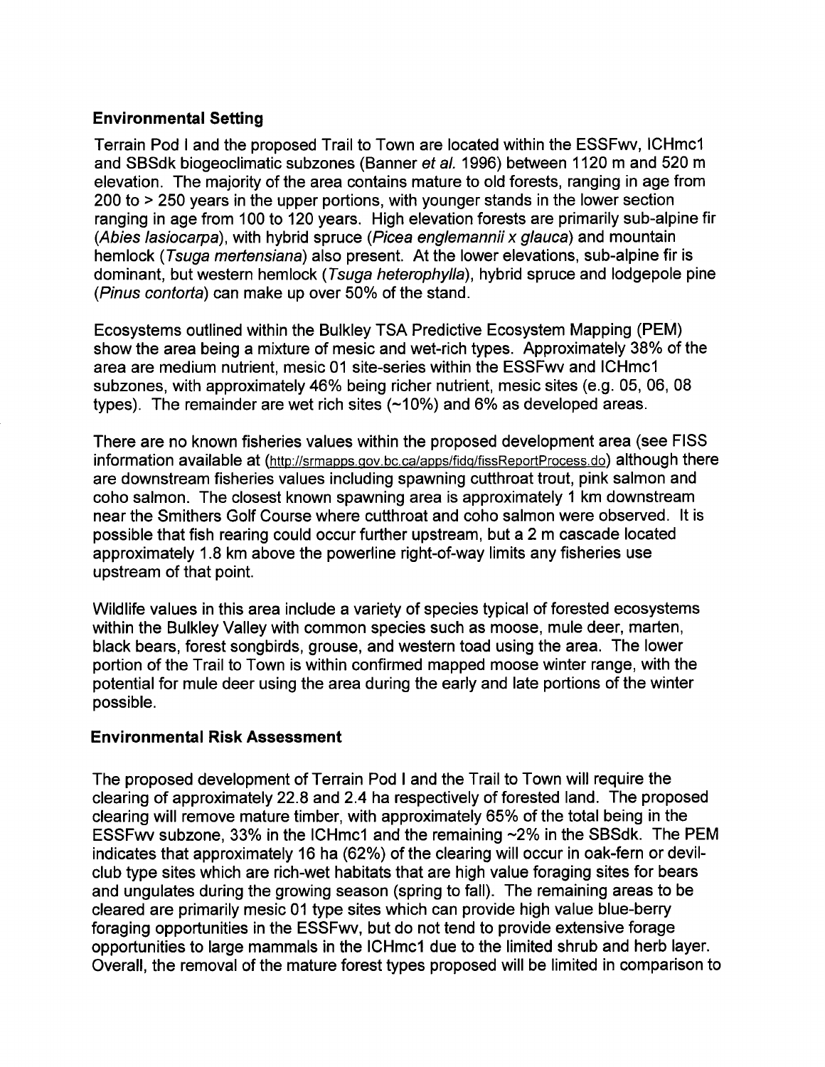## Environmental Setting

Terrain Pod I and the proposed Trail to Town are located within the ESSFwv, ICHmc1 and SBSdk biogeoclimatic subzones (Banner *et al.* 1996) between 1120 m and 520 m elevation. The majority of the area contains mature to old forests, ranging in age from 200 to > 250 years in the upper portions, with younger stands in the lower section ranging in age from 100 to 120 years. High elevation forests are primarily sub-alpine fir (*Abies lasiocarpa*), with hybrid spruce (*Picea englemannii x glauca*) and mountain hemlock (*Tsuga mertensiana*) also present. At the lower elevations, sub-alpine fir is dominant, but western hemlock (*Tsuga heterophylla*), hybrid spruce and lodgepole pine (*Pinus contorta*) can make up over 50% of the stand.

Ecosystems outlined within the Bulkley TSA Predictive Ecosystem Mapping (PEM) show the area being a mixture of mesic and wet-rich types. Approximately 38% of the area are medium nutrient, mesic 01 site-series within the ESSFwv and ICHmc1 subzones, with approximately 46% being richer nutrient, mesic sites (e.g. 05, 06, 08 types). The remainder are wet rich sites (~10%) and 6% as developed areas.

There are no known fisheries values within the proposed development area (see FISS information available at (http://srmapps.gov.bc.ca/apps/fidq/fissReportProcess.do) although there are downstream fisheries values including spawning cutthroat trout, pink salmon and coho salmon. The closest known spawning area is approximately 1 km downstream near the Smithers Golf Course where cutthroat and coho salmon were observed. It is possible that fish rearing could occur further upstream, but a 2 m cascade located approximately 1.8 km above the powerline right-of-way limits any fisheries use upstream of that point.

Wildlife values in this area include a variety of species typical of forested ecosystems within the Bulkley Valley with common species such as moose, mule deer, marten, black bears, forest songbirds, grouse, and western toad using the area. The lower portion of the Trail to Town is within confirmed mapped moose winter range, with the potential for mule deer using the area during the early and late portions of the winter possible.

## Environmental Risk Assessment

The proposed development of Terrain Pod I and the Trail to Town will require the clearing of approximately 22.8 and 2.4 ha respectively of forested land. The proposed clearing will remove mature timber, with approximately 65% of the total being in the ESSFwv subzone, 33% in the ICHmc1 and the remaining ~2% in the SBSdk. The PEM indicates that approximately 16 ha (62%) of the clearing will occur in oak-fern or devil-club type sites which are rich-wet habitats that are high value foraging sites for bears and ungulates during the growing season (spring to fall). The remaining areas to be cleared are primarily mesic 01 type sites which can provide high value blue-berry foraging opportunities in the ESSFwv, but do not tend to provide extensive forage opportunities to large mammals in the ICHmc1 due to the limited shrub and herb layer. Overall, the removal of the mature forest types proposed will be limited in comparison to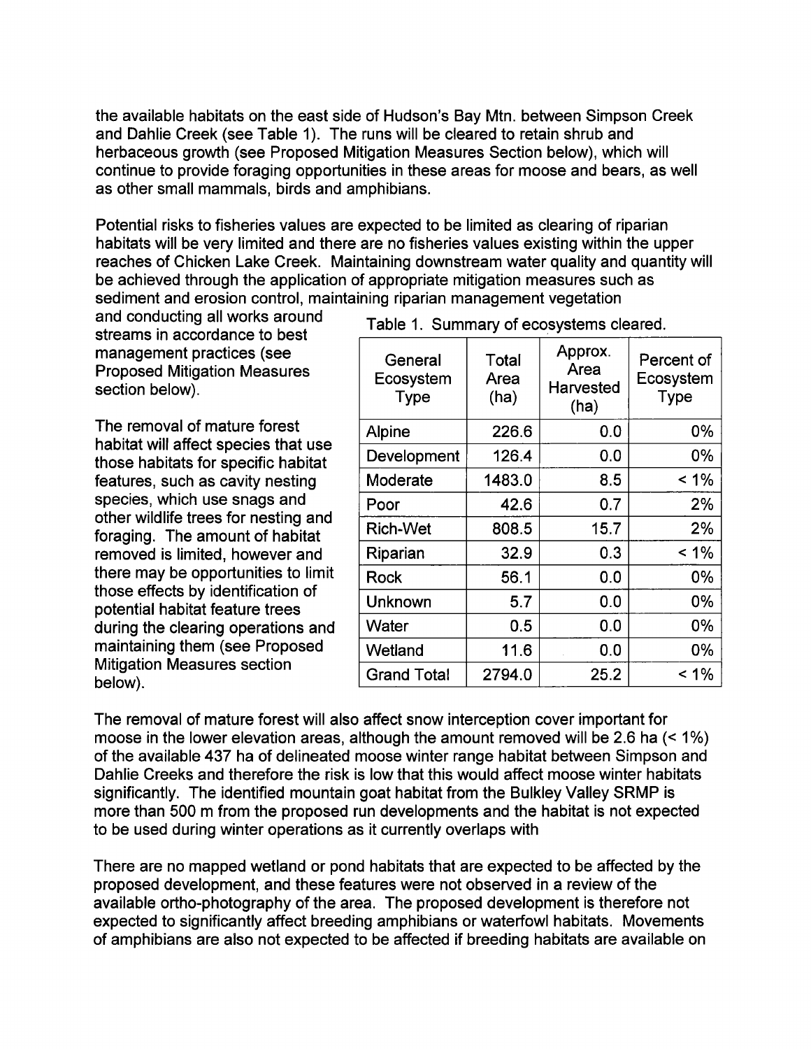the available habitats on the east side of Hudson's Bay Mtn. between Simpson Creek and Dahlie Creek (see Table 1). The runs will be cleared to retain shrub and herbaceous growth (see Proposed Mitigation Measures Section below), which will continue to provide foraging opportunities in these areas for moose and bears, as well as other small mammals, birds and amphibians.

Potential risks to fisheries values are expected to be limited as clearing of riparian habitats will be very limited and there are no fisheries values existing within the upper reaches of Chicken Lake Creek. Maintaining downstream water quality and quantity will be achieved through the application of appropriate mitigation measures such as sediment and erosion control, maintaining riparian management vegetation and conducting all works around streams in accordance to best management practices (see Proposed Mitigation Measures section below).

The removal of mature forest habitat will affect species that use those habitats for specific habitat features, such as cavity nesting species, which use snags and other wildlife trees for nesting and foraging. The amount of habitat removed is limited, however and there may be opportunities to limit those effects by identification of potential habitat feature trees during the clearing operations and maintaining them (see Proposed Mitigation Measures section below).

Table 1. Summary of ecosystems cleared.

| General Ecosystem Type | Total Area (ha) | Approx. Area Harvested (ha) | Percent of Ecosystem Type |
|---|---|---|---|
| Alpine | 226.6 | 0.0 | 0% |
| Development | 126.4 | 0.0 | 0% |
| Moderate | 1483.0 | 8.5 | < 1% |
| Poor | 42.6 | 0.7 | 2% |
| Rich-Wet | 808.5 | 15.7 | 2% |
| Riparian | 32.9 | 0.3 | < 1% |
| Rock | 56.1 | 0.0 | 0% |
| Unknown | 5.7 | 0.0 | 0% |
| Water | 0.5 | 0.0 | 0% |
| Wetland | 11.6 | 0.0 | 0% |
| Grand Total | 2794.0 | 25.2 | < 1% |

The removal of mature forest will also affect snow interception cover important for moose in the lower elevation areas, although the amount removed will be 2.6 ha (< 1%) of the available 437 ha of delineated moose winter range habitat between Simpson and Dahlie Creeks and therefore the risk is low that this would affect moose winter habitats significantly. The identified mountain goat habitat from the Bulkley Valley SRMP is more than 500 m from the proposed run developments and the habitat is not expected to be used during winter operations as it currently overlaps with

There are no mapped wetland or pond habitats that are expected to be affected by the proposed development, and these features were not observed in a review of the available ortho-photography of the area. The proposed development is therefore not expected to significantly affect breeding amphibians or waterfowl habitats. Movements of amphibians are also not expected to be affected if breeding habitats are available on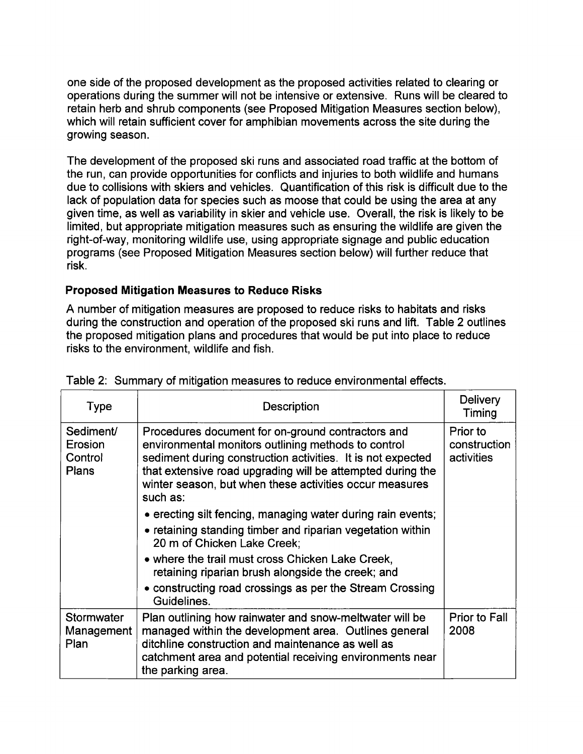one side of the proposed development as the proposed activities related to clearing or operations during the summer will not be intensive or extensive. Runs will be cleared to retain herb and shrub components (see Proposed Mitigation Measures section below), which will retain sufficient cover for amphibian movements across the site during the growing season.

The development of the proposed ski runs and associated road traffic at the bottom of the run, can provide opportunities for conflicts and injuries to both wildlife and humans due to collisions with skiers and vehicles. Quantification of this risk is difficult due to the lack of population data for species such as moose that could be using the area at any given time, as well as variability in skier and vehicle use. Overall, the risk is likely to be limited, but appropriate mitigation measures such as ensuring the wildlife are given the right-of-way, monitoring wildlife use, using appropriate signage and public education programs (see Proposed Mitigation Measures section below) will further reduce that risk.

### Proposed Mitigation Measures to Reduce Risks

A number of mitigation measures are proposed to reduce risks to habitats and risks during the construction and operation of the proposed ski runs and lift. Table 2 outlines the proposed mitigation plans and procedures that would be put into place to reduce risks to the environment, wildlife and fish.

Table 2: Summary of mitigation measures to reduce environmental effects.

| Type | Description | Delivery Timing |
|---|---|---|
| Sediment/ Erosion Control Plans | Procedures document for on-ground contractors and environmental monitors outlining methods to control sediment during construction activities. It is not expected that extensive road upgrading will be attempted during the winter season, but when these activities occur measures such as: • erecting silt fencing, managing water during rain events; • retaining standing timber and riparian vegetation within 20 m of Chicken Lake Creek; • where the trail must cross Chicken Lake Creek, retaining riparian brush alongside the creek; and • constructing road crossings as per the Stream Crossing Guidelines. | Prior to construction activities |
| Stormwater Management Plan | Plan outlining how rainwater and snow-meltwater will be managed within the development area. Outlines general ditchline construction and maintenance as well as catchment area and potential receiving environments near the parking area. | Prior to Fall 2008 |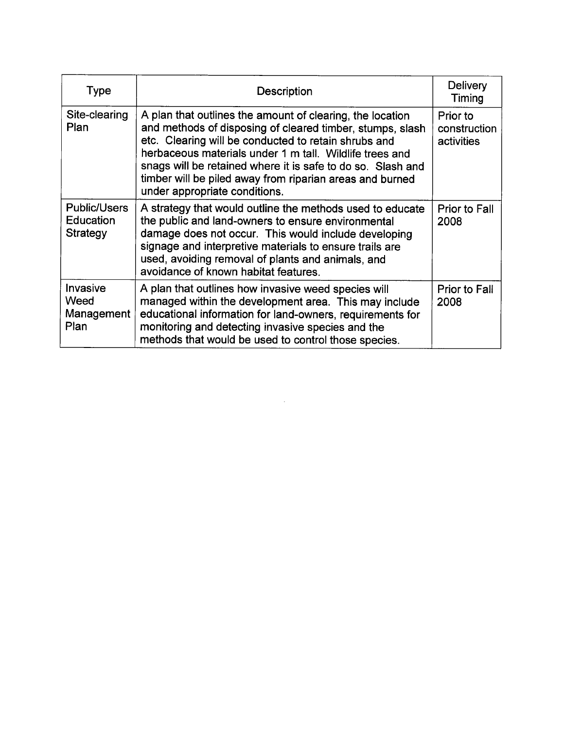| Type | Description | Delivery Timing |
|---|---|---|
| Site-clearing Plan | A plan that outlines the amount of clearing, the location and methods of disposing of cleared timber, stumps, slash etc. Clearing will be conducted to retain shrubs and herbaceous materials under 1 m tall. Wildlife trees and snags will be retained where it is safe to do so. Slash and timber will be piled away from riparian areas and burned under appropriate conditions. | Prior to construction activities |
| Public/Users Education Strategy | A strategy that would outline the methods used to educate the public and land-owners to ensure environmental damage does not occur. This would include developing signage and interpretive materials to ensure trails are used, avoiding removal of plants and animals, and avoidance of known habitat features. | Prior to Fall 2008 |
| Invasive Weed Management Plan | A plan that outlines how invasive weed species will managed within the development area. This may include educational information for land-owners, requirements for monitoring and detecting invasive species and the methods that would be used to control those species. | Prior to Fall 2008 |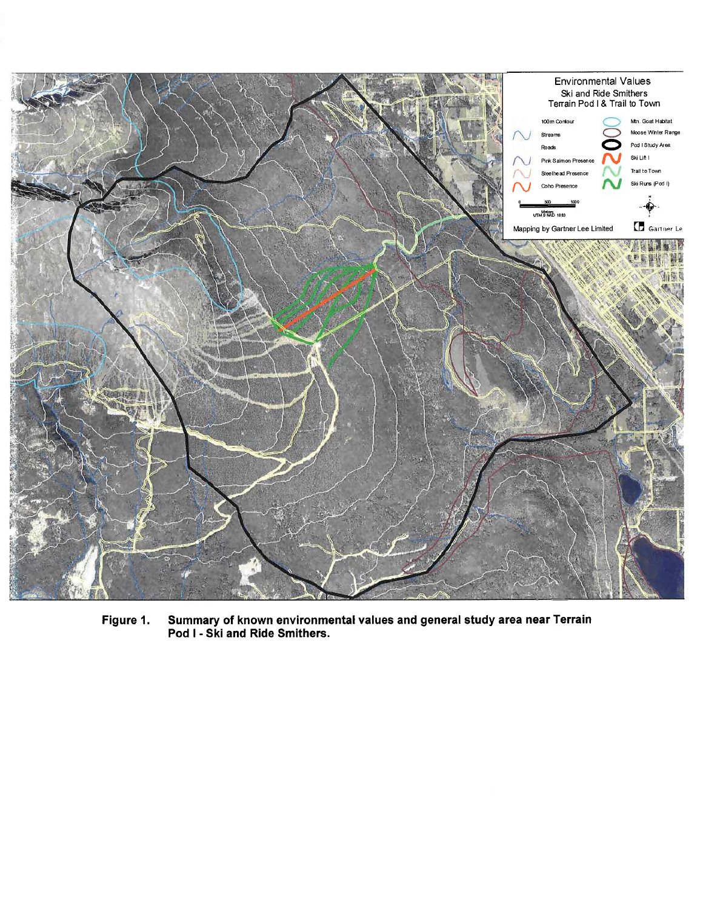Environmental Values

Ski and Ride Smithers

Terrain Pod I & Trail to Town

100m Contour

Streams

Roads

Pink Salmon Presence

Steelhead Presence

Coho Presence

Mtn. Goat Habitat

Moose Winter Range

Pod I Study Area

Ski Lift I

Trail to Town

Ski Runs (Pod I)

0 500 1000

Meters

UTM 9 NAD 1983

Mapping by Gartner Lee Limited

Gartner Le

**Figure 1. Summary of known environmental values and general study area near Terrain Pod I - Ski and Ride Smithers.**